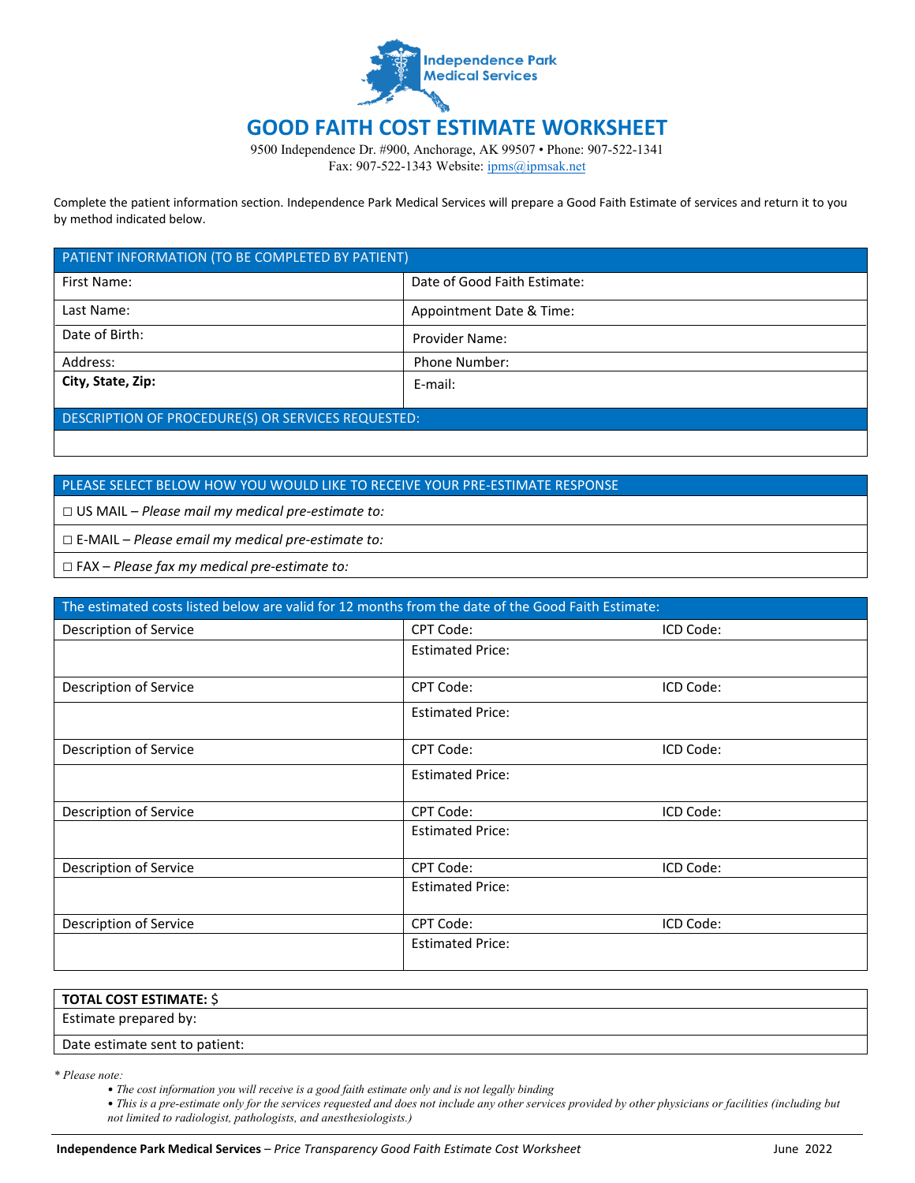Independence Park Medical Services

# GOOD FAITH COST ESTIMATE WORKSHEET

9500 Independence Dr. #900, Anchorage, AK 99507 • Phone: 907-522-1341
Fax: 907-522-1343 Website: ipms@ipmsak.net

Complete the patient information section. Independence Park Medical Services will prepare a Good Faith Estimate of services and return it to you by method indicated below.

| PATIENT INFORMATION (TO BE COMPLETED BY PATIENT) | |
|---|---|
| First Name: | Date of Good Faith Estimate: |
| Last Name: | Appointment Date & Time: |
| Date of Birth: | Provider Name: |
| Address: | Phone Number: |
| **City, State, Zip:** | E-mail: |

| DESCRIPTION OF PROCEDURE(S) OR SERVICES REQUESTED: |
|---|
| |

| PLEASE SELECT BELOW HOW YOU WOULD LIKE TO RECEIVE YOUR PRE-ESTIMATE RESPONSE |
|---|
| ☐ US MAIL – *Please mail my medical pre-estimate to:* |
| ☐ E-MAIL – *Please email my medical pre-estimate to:* |
| ☐ FAX – *Please fax my medical pre-estimate to:* |

| The estimated costs listed below are valid for 12 months from the date of the Good Faith Estimate: | | |
|---|---|---|
| Description of Service | CPT Code: | ICD Code: |
| | Estimated Price: | |
| Description of Service | CPT Code: | ICD Code: |
| | Estimated Price: | |
| Description of Service | CPT Code: | ICD Code: |
| | Estimated Price: | |
| Description of Service | CPT Code: | ICD Code: |
| | Estimated Price: | |
| Description of Service | CPT Code: | ICD Code: |
| | Estimated Price: | |
| Description of Service | CPT Code: | ICD Code: |
| | Estimated Price: | |

| **TOTAL COST ESTIMATE:** $ |
|---|
| Estimate prepared by: |
| Date estimate sent to patient: |

*\* Please note:*

- *The cost information you will receive is a good faith estimate only and is not legally binding*
- *This is a pre-estimate only for the services requested and does not include any other services provided by other physicians or facilities (including but not limited to radiologist, pathologists, and anesthesiologists.)*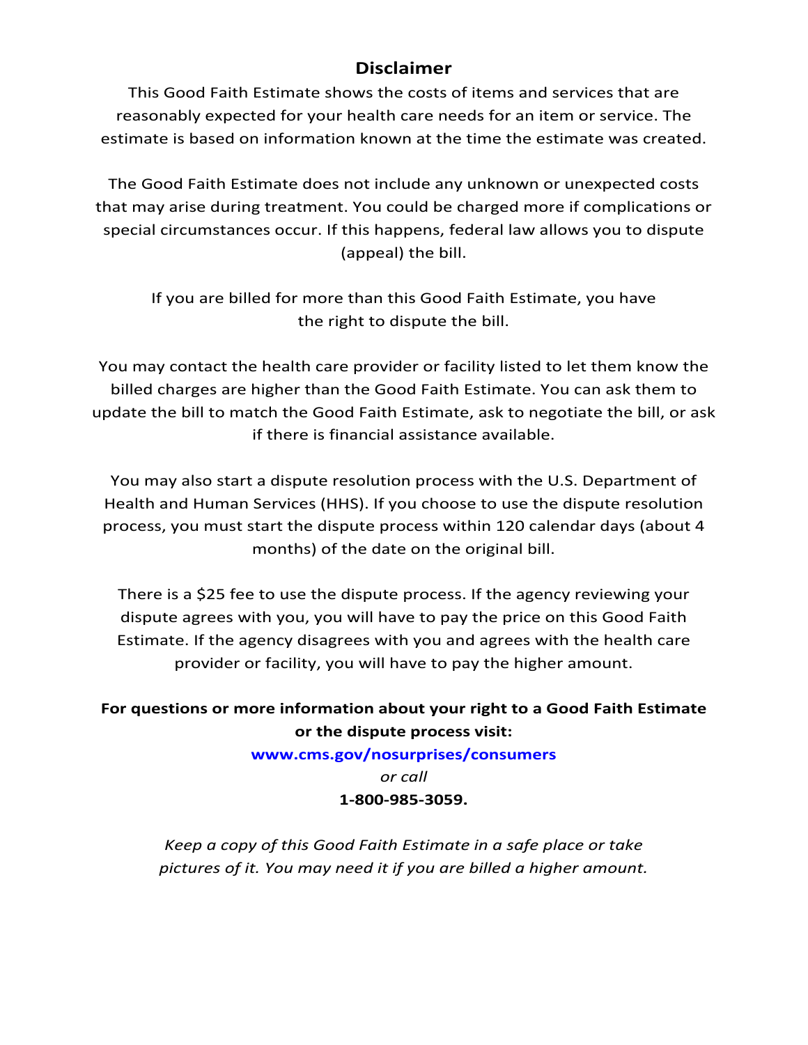## Disclaimer

This Good Faith Estimate shows the costs of items and services that are reasonably expected for your health care needs for an item or service. The estimate is based on information known at the time the estimate was created.

The Good Faith Estimate does not include any unknown or unexpected costs that may arise during treatment. You could be charged more if complications or special circumstances occur. If this happens, federal law allows you to dispute (appeal) the bill.

If you are billed for more than this Good Faith Estimate, you have the right to dispute the bill.

You may contact the health care provider or facility listed to let them know the billed charges are higher than the Good Faith Estimate. You can ask them to update the bill to match the Good Faith Estimate, ask to negotiate the bill, or ask if there is financial assistance available.

You may also start a dispute resolution process with the U.S. Department of Health and Human Services (HHS). If you choose to use the dispute resolution process, you must start the dispute process within 120 calendar days (about 4 months) of the date on the original bill.

There is a $25 fee to use the dispute process. If the agency reviewing your dispute agrees with you, you will have to pay the price on this Good Faith Estimate. If the agency disagrees with you and agrees with the health care provider or facility, you will have to pay the higher amount.

**For questions or more information about your right to a Good Faith Estimate or the dispute process visit:**

**www.cms.gov/nosurprises/consumers**

*or call*

**1-800-985-3059.**

*Keep a copy of this Good Faith Estimate in a safe place or take pictures of it. You may need it if you are billed a higher amount.*